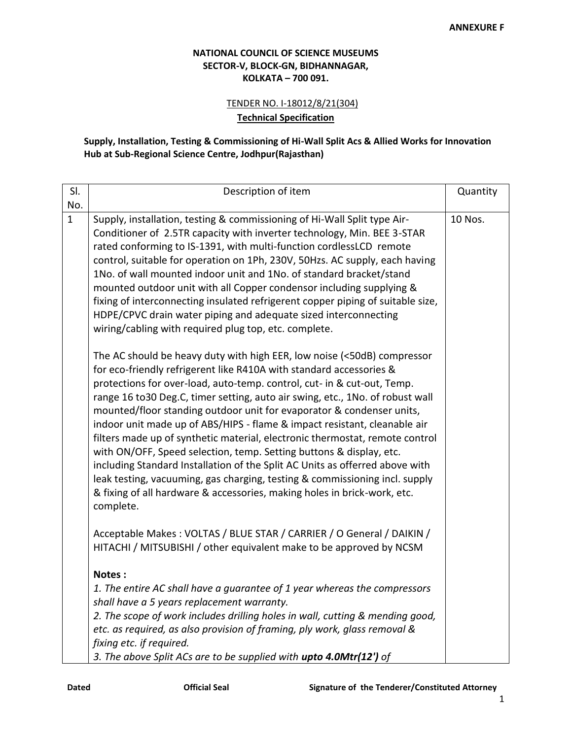ANNEXURE F

**NATIONAL COUNCIL OF SCIENCE MUSEUMS**
**SECTOR-V, BLOCK-GN, BIDHANNAGAR,**
**KOLKATA – 700 091.**

TENDER NO. I-18012/8/21(304)

**Technical Specification**

**Supply, Installation, Testing & Commissioning of Hi-Wall Split Acs & Allied Works for Innovation Hub at Sub-Regional Science Centre, Jodhpur(Rajasthan)**

| Sl. No. | Description of item | Quantity |
|---|---|---|
| 1 | Supply, installation, testing & commissioning of Hi-Wall Split type Air-Conditioner of 2.5TR capacity with inverter technology, Min. BEE 3-STAR rated conforming to IS-1391, with multi-function cordlessLCD remote control, suitable for operation on 1Ph, 230V, 50Hzs. AC supply, each having 1No. of wall mounted indoor unit and 1No. of standard bracket/stand mounted outdoor unit with all Copper condensor including supplying & fixing of interconnecting insulated refrigerent copper piping of suitable size, HDPE/CPVC drain water piping and adequate sized interconnecting wiring/cabling with required plug top, etc. complete.<br><br>The AC should be heavy duty with high EER, low noise (<50dB) compressor for eco-friendly refrigerent like R410A with standard accessories & protections for over-load, auto-temp. control, cut- in & cut-out, Temp. range 16 to30 Deg.C, timer setting, auto air swing, etc., 1No. of robust wall mounted/floor standing outdoor unit for evaporator & condenser units, indoor unit made up of ABS/HIPS - flame & impact resistant, cleanable air filters made up of synthetic material, electronic thermostat, remote control with ON/OFF, Speed selection, temp. Setting buttons & display, etc. including Standard Installation of the Split AC Units as offerred above with leak testing, vacuuming, gas charging, testing & commissioning incl. supply & fixing of all hardware & accessories, making holes in brick-work, etc. complete.<br><br>Acceptable Makes : VOLTAS / BLUE STAR / CARRIER / O General / DAIKIN / HITACHI / MITSUBISHI / other equivalent make to be approved by NCSM<br><br>**Notes :**<br>*1. The entire AC shall have a guarantee of 1 year whereas the compressors shall have a 5 years replacement warranty.*<br>*2. The scope of work includes drilling holes in wall, cutting & mending good, etc. as required, as also provision of framing, ply work, glass removal & fixing etc. if required.*<br>*3. The above Split ACs are to be supplied with* ***upto 4.0Mtr(12')*** *of* | 10 Nos. |

**Dated** **Official Seal** **Signature of the Tenderer/Constituted Attorney**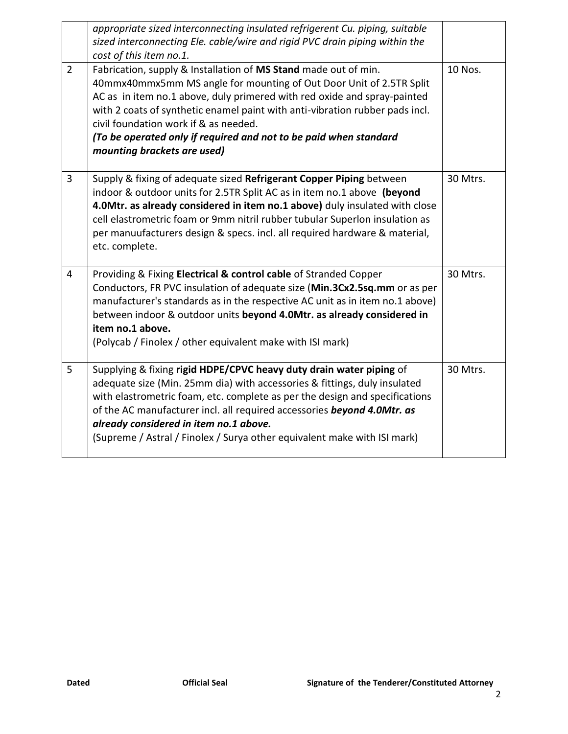| | | |
|---|---|---|
| | *appropriate sized interconnecting insulated refrigerent Cu. piping, suitable sized interconnecting Ele. cable/wire and rigid PVC drain piping within the cost of this item no.1.* | |
| 2 | Fabrication, supply & Installation of **MS Stand** made out of min. 40mmx40mmx5mm MS angle for mounting of Out Door Unit of 2.5TR Split AC as in item no.1 above, duly primered with red oxide and spray-painted with 2 coats of synthetic enamel paint with anti-vibration rubber pads incl. civil foundation work if & as needed.<br>***(To be operated only if required and not to be paid when standard mounting brackets are used)*** | 10 Nos. |
| 3 | Supply & fixing of adequate sized **Refrigerant Copper Piping** between indoor & outdoor units for 2.5TR Split AC as in item no.1 above **(beyond 4.0Mtr. as already considered in item no.1 above)** duly insulated with close cell elastrometric foam or 9mm nitril rubber tubular Superlon insulation as per manuufacturers design & specs. incl. all required hardware & material, etc. complete. | 30 Mtrs. |
| 4 | Providing & Fixing **Electrical & control cable** of Stranded Copper Conductors, FR PVC insulation of adequate size (**Min.3Cx2.5sq.mm** or as per manufacturer's standards as in the respective AC unit as in item no.1 above) between indoor & outdoor units **beyond 4.0Mtr. as already considered in item no.1 above.**<br>(Polycab / Finolex / other equivalent make with ISI mark) | 30 Mtrs. |
| 5 | Supplying & fixing **rigid HDPE/CPVC heavy duty drain water piping** of adequate size (Min. 25mm dia) with accessories & fittings, duly insulated with elastrometric foam, etc. complete as per the design and specifications of the AC manufacturer incl. all required accessories ***beyond 4.0Mtr. as already considered in item no.1 above.***<br>(Supreme / Astral / Finolex / Surya other equivalent make with ISI mark) | 30 Mtrs. |

**Dated** **Official Seal** **Signature of the Tenderer/Constituted Attorney**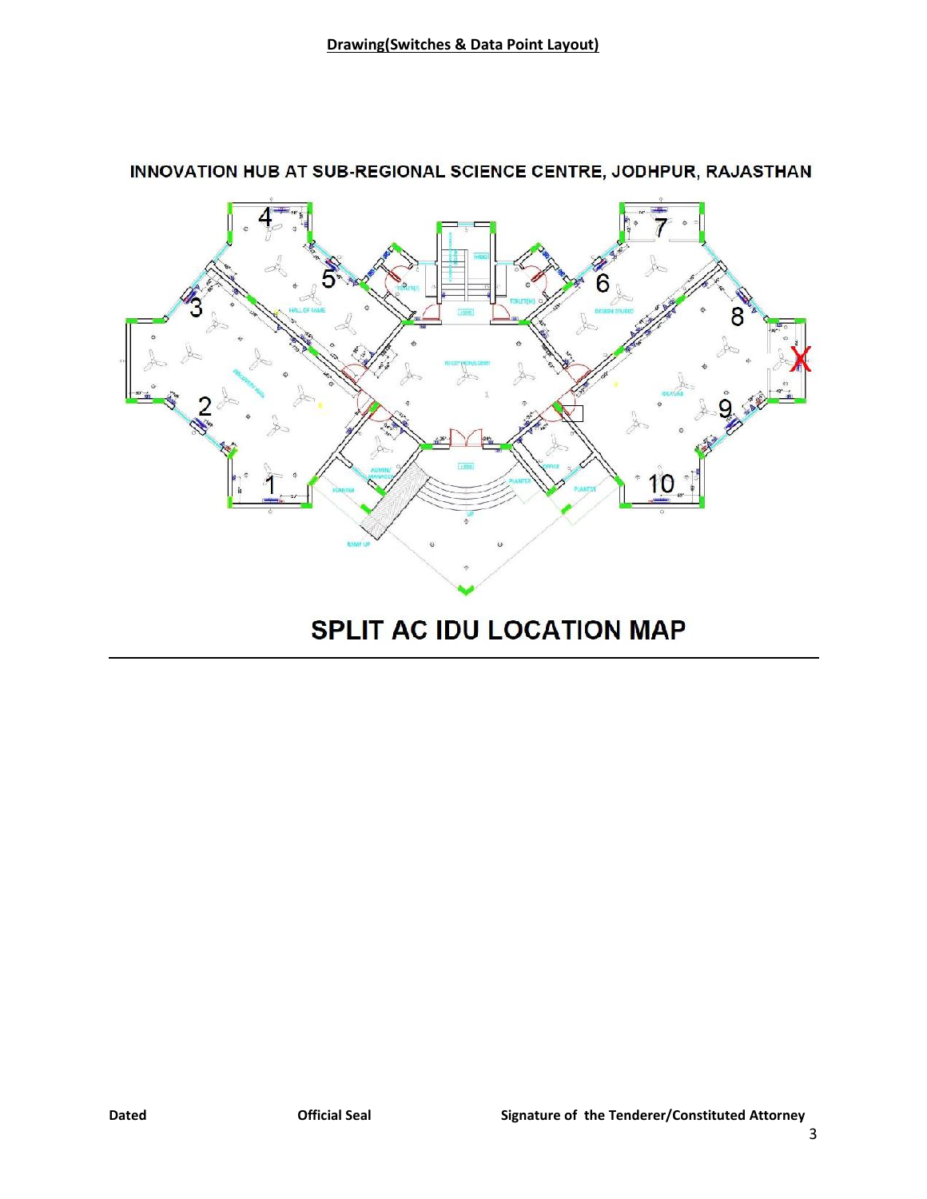**Drawing(Switches & Data Point Layout)**

INNOVATION HUB AT SUB-REGIONAL SCIENCE CENTRE, JODHPUR, RAJASTHAN

# SPLIT AC IDU LOCATION MAP

**Dated** **Official Seal** **Signature of the Tenderer/Constituted Attorney**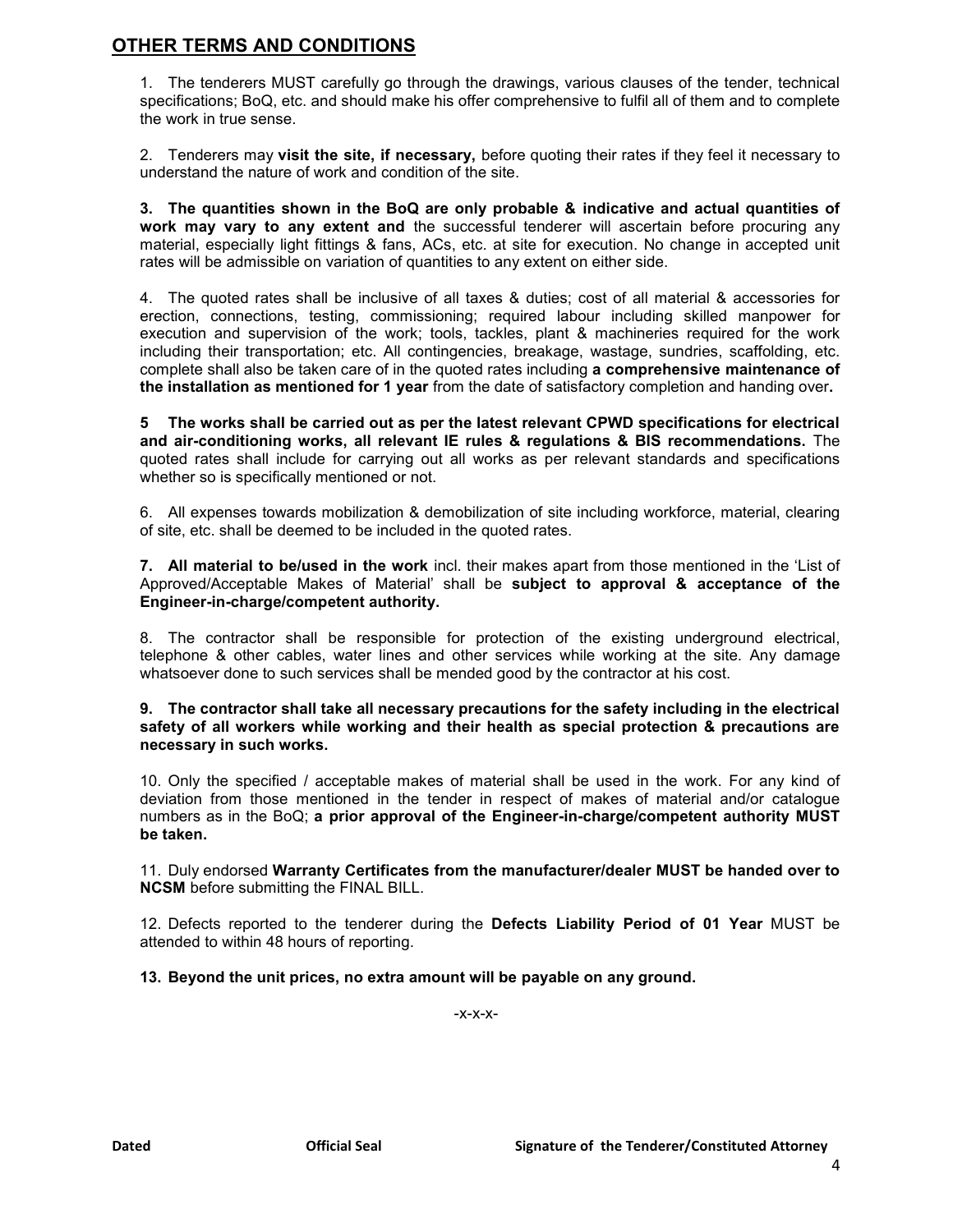## OTHER TERMS AND CONDITIONS

1. The tenderers MUST carefully go through the drawings, various clauses of the tender, technical specifications; BoQ, etc. and should make his offer comprehensive to fulfil all of them and to complete the work in true sense.

2. Tenderers may **visit the site, if necessary,** before quoting their rates if they feel it necessary to understand the nature of work and condition of the site.

**3. The quantities shown in the BoQ are only probable & indicative and actual quantities of work may vary to any extent and** the successful tenderer will ascertain before procuring any material, especially light fittings & fans, ACs, etc. at site for execution. No change in accepted unit rates will be admissible on variation of quantities to any extent on either side.

4. The quoted rates shall be inclusive of all taxes & duties; cost of all material & accessories for erection, connections, testing, commissioning; required labour including skilled manpower for execution and supervision of the work; tools, tackles, plant & machineries required for the work including their transportation; etc. All contingencies, breakage, wastage, sundries, scaffolding, etc. complete shall also be taken care of in the quoted rates including **a comprehensive maintenance of the installation as mentioned for 1 year** from the date of satisfactory completion and handing over**.**

**5 The works shall be carried out as per the latest relevant CPWD specifications for electrical and air-conditioning works, all relevant IE rules & regulations & BIS recommendations.** The quoted rates shall include for carrying out all works as per relevant standards and specifications whether so is specifically mentioned or not.

6. All expenses towards mobilization & demobilization of site including workforce, material, clearing of site, etc. shall be deemed to be included in the quoted rates.

**7. All material to be/used in the work** incl. their makes apart from those mentioned in the 'List of Approved/Acceptable Makes of Material' shall be **subject to approval & acceptance of the Engineer-in-charge/competent authority.**

8. The contractor shall be responsible for protection of the existing underground electrical, telephone & other cables, water lines and other services while working at the site. Any damage whatsoever done to such services shall be mended good by the contractor at his cost.

**9. The contractor shall take all necessary precautions for the safety including in the electrical safety of all workers while working and their health as special protection & precautions are necessary in such works.**

10. Only the specified / acceptable makes of material shall be used in the work. For any kind of deviation from those mentioned in the tender in respect of makes of material and/or catalogue numbers as in the BoQ; **a prior approval of the Engineer-in-charge/competent authority MUST be taken.**

11. Duly endorsed **Warranty Certificates from the manufacturer/dealer MUST be handed over to NCSM** before submitting the FINAL BILL.

12. Defects reported to the tenderer during the **Defects Liability Period of 01 Year** MUST be attended to within 48 hours of reporting.

**13. Beyond the unit prices, no extra amount will be payable on any ground.**

-x-x-x-

**Dated** **Official Seal** **Signature of the Tenderer/Constituted Attorney**